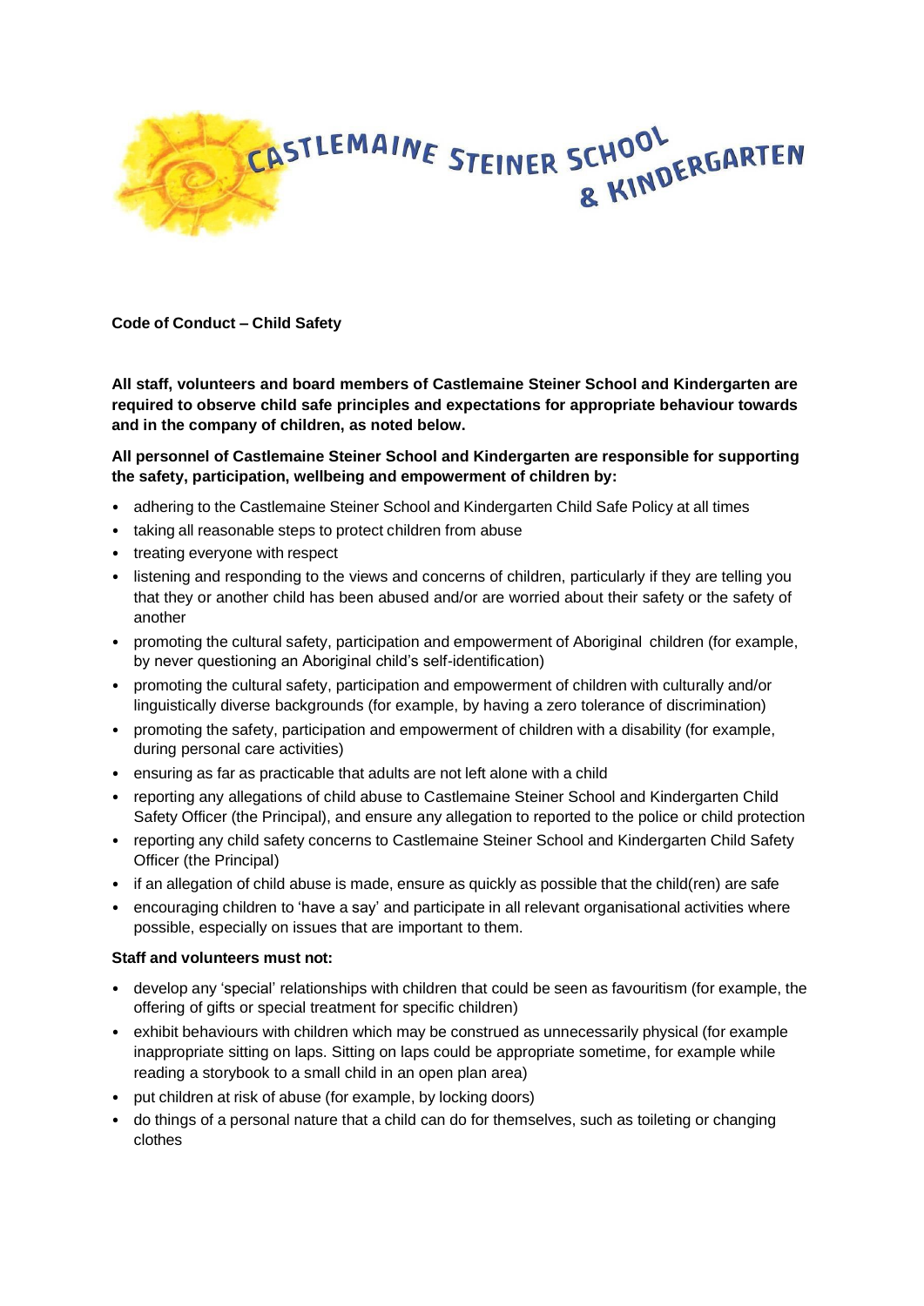CASTLEMAINE STEINER SCHOOL & KINDERGARTEN

**Code of Conduct – Child Safety**

**All staff, volunteers and board members of Castlemaine Steiner School and Kindergarten are required to observe child safe principles and expectations for appropriate behaviour towards and in the company of children, as noted below.**

**All personnel of Castlemaine Steiner School and Kindergarten are responsible for supporting the safety, participation, wellbeing and empowerment of children by:**

- adhering to the Castlemaine Steiner School and Kindergarten Child Safe Policy at all times
- taking all reasonable steps to protect children from abuse
- treating everyone with respect
- listening and responding to the views and concerns of children, particularly if they are telling you that they or another child has been abused and/or are worried about their safety or the safety of another
- promoting the cultural safety, participation and empowerment of Aboriginal children (for example, by never questioning an Aboriginal child's self-identification)
- promoting the cultural safety, participation and empowerment of children with culturally and/or linguistically diverse backgrounds (for example, by having a zero tolerance of discrimination)
- promoting the safety, participation and empowerment of children with a disability (for example, during personal care activities)
- ensuring as far as practicable that adults are not left alone with a child
- reporting any allegations of child abuse to Castlemaine Steiner School and Kindergarten Child Safety Officer (the Principal), and ensure any allegation to reported to the police or child protection
- reporting any child safety concerns to Castlemaine Steiner School and Kindergarten Child Safety Officer (the Principal)
- if an allegation of child abuse is made, ensure as quickly as possible that the child(ren) are safe
- encouraging children to 'have a say' and participate in all relevant organisational activities where possible, especially on issues that are important to them.

**Staff and volunteers must not:**

- develop any 'special' relationships with children that could be seen as favouritism (for example, the offering of gifts or special treatment for specific children)
- exhibit behaviours with children which may be construed as unnecessarily physical (for example inappropriate sitting on laps. Sitting on laps could be appropriate sometime, for example while reading a storybook to a small child in an open plan area)
- put children at risk of abuse (for example, by locking doors)
- do things of a personal nature that a child can do for themselves, such as toileting or changing clothes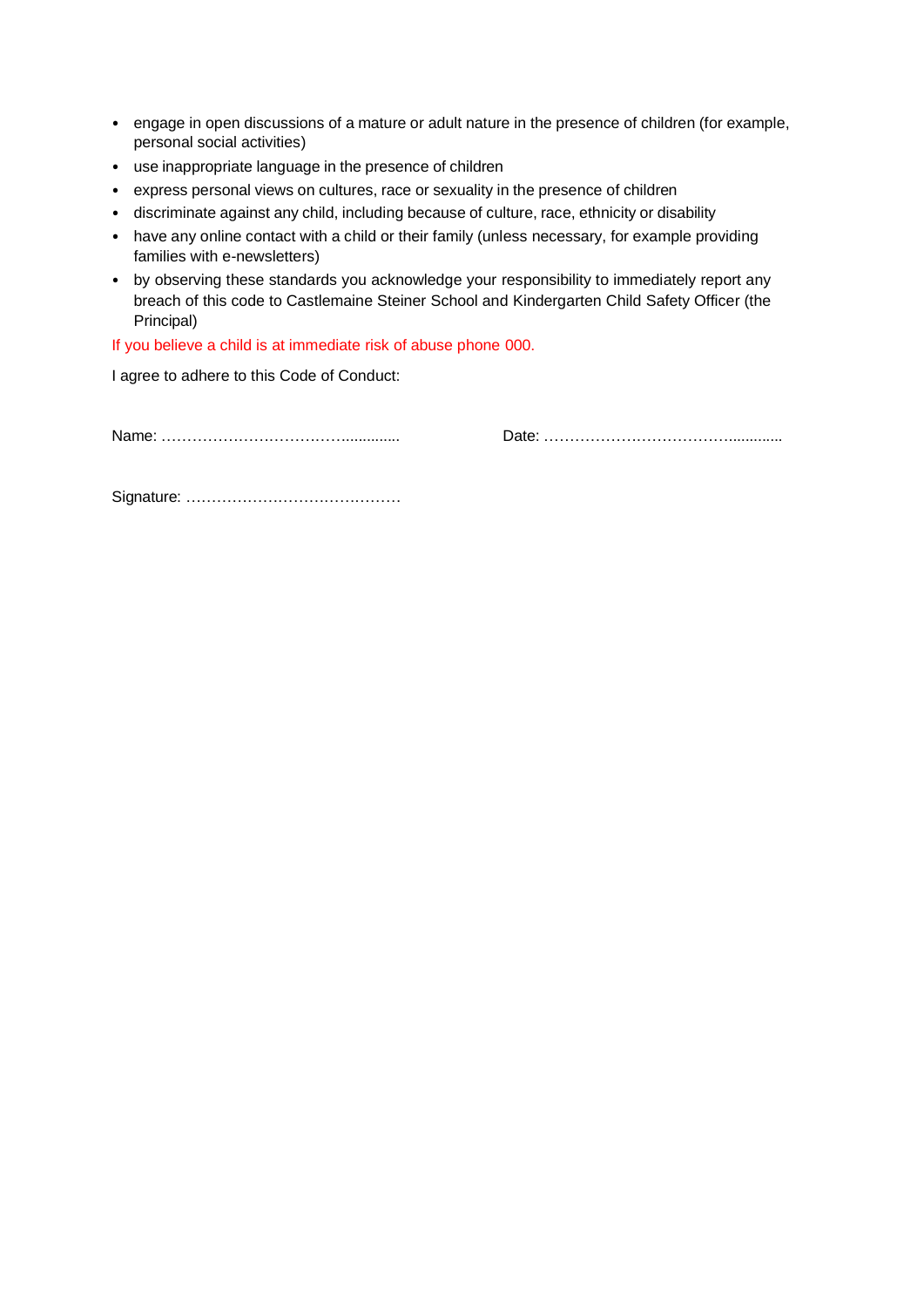- engage in open discussions of a mature or adult nature in the presence of children (for example, personal social activities)
- use inappropriate language in the presence of children
- express personal views on cultures, race or sexuality in the presence of children
- discriminate against any child, including because of culture, race, ethnicity or disability
- have any online contact with a child or their family (unless necessary, for example providing families with e-newsletters)
- by observing these standards you acknowledge your responsibility to immediately report any breach of this code to Castlemaine Steiner School and Kindergarten Child Safety Officer (the Principal)

If you believe a child is at immediate risk of abuse phone 000.

I agree to adhere to this Code of Conduct:

Name: ………………………………..............                    Date: ………………………………..............

Signature: ……………………………………